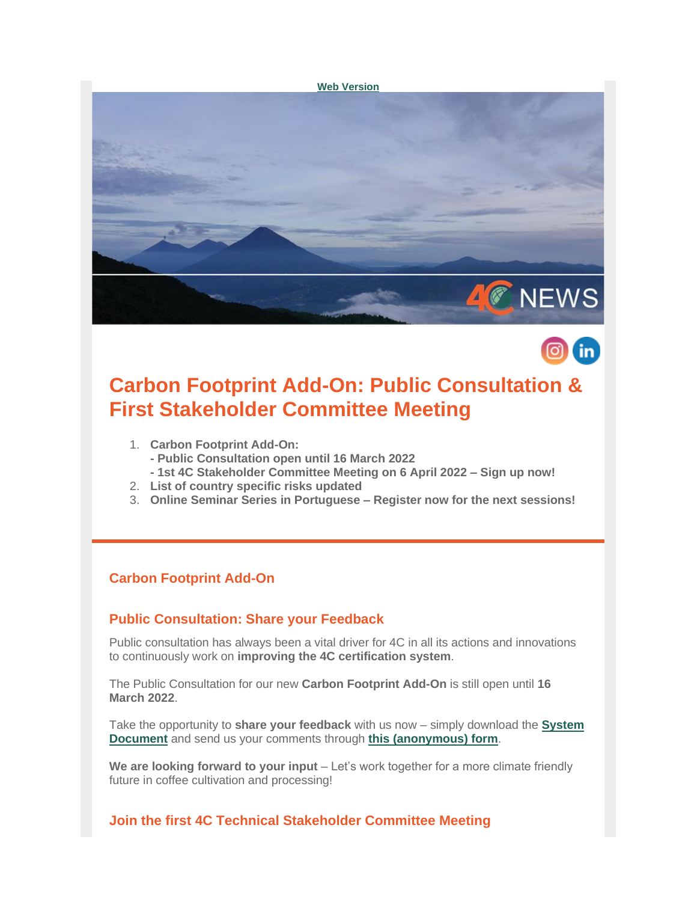Web Version

# Carbon Footprint Add-On: Public Consultation & First Stakeholder Committee Meeting

1. **Carbon Footprint Add-On:**
   **- Public Consultation open until 16 March 2022**
   **- 1st 4C Stakeholder Committee Meeting on 6 April 2022 – Sign up now!**
2. **List of country specific risks updated**
3. **Online Seminar Series in Portuguese – Register now for the next sessions!**

## Carbon Footprint Add-On

### Public Consultation: Share your Feedback

Public consultation has always been a vital driver for 4C in all its actions and innovations to continuously work on **improving the 4C certification system**.

The Public Consultation for our new **Carbon Footprint Add-On** is still open until **16 March 2022**.

Take the opportunity to **share your feedback** with us now – simply download the **System Document** and send us your comments through **this (anonymous) form**.

**We are looking forward to your input** – Let's work together for a more climate friendly future in coffee cultivation and processing!

### Join the first 4C Technical Stakeholder Committee Meeting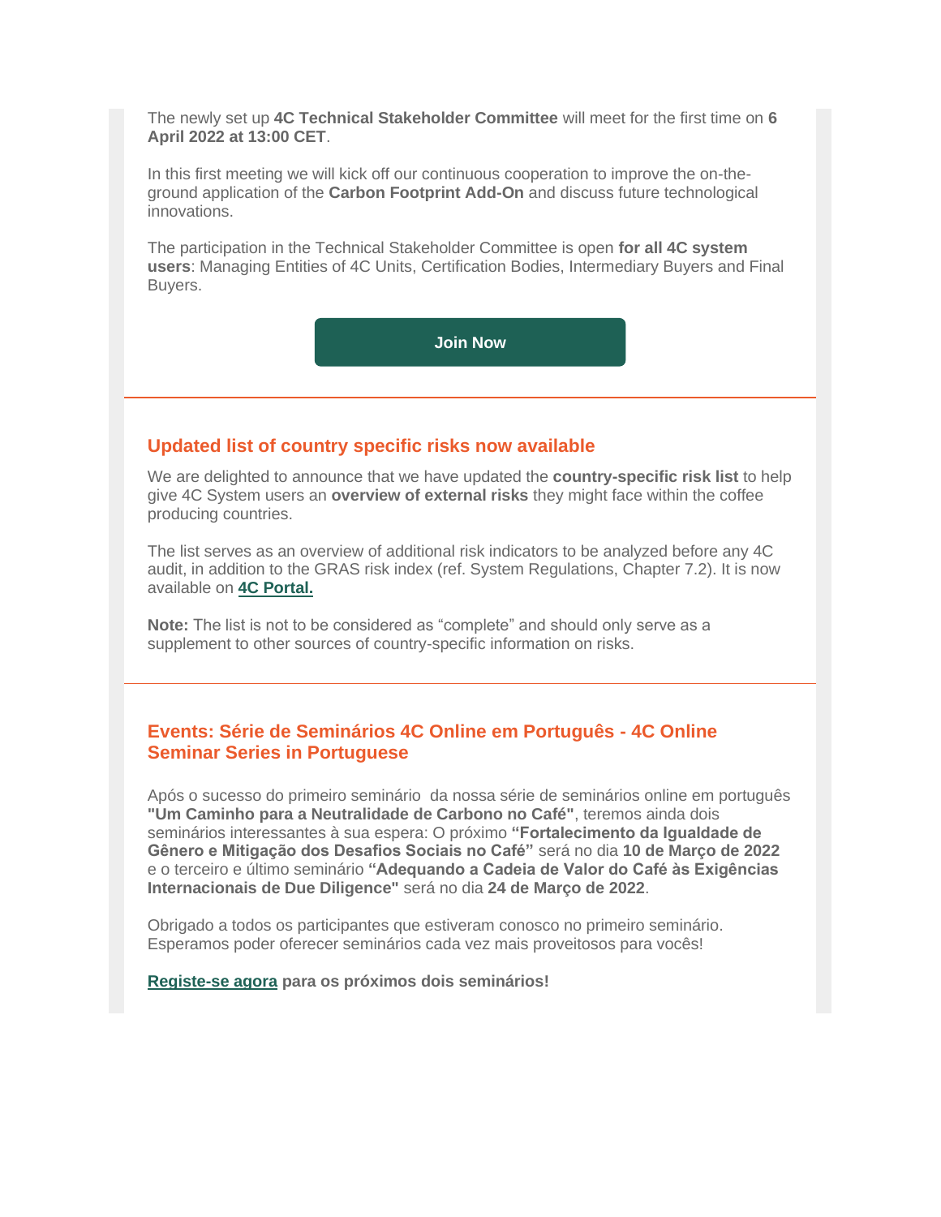The newly set up **4C Technical Stakeholder Committee** will meet for the first time on **6 April 2022 at 13:00 CET**.

In this first meeting we will kick off our continuous cooperation to improve the on-the-ground application of the **Carbon Footprint Add-On** and discuss future technological innovations.

The participation in the Technical Stakeholder Committee is open **for all 4C system users**: Managing Entities of 4C Units, Certification Bodies, Intermediary Buyers and Final Buyers.

**Join Now**

---

## Updated list of country specific risks now available

We are delighted to announce that we have updated the **country-specific risk list** to help give 4C System users an **overview of external risks** they might face within the coffee producing countries.

The list serves as an overview of additional risk indicators to be analyzed before any 4C audit, in addition to the GRAS risk index (ref. System Regulations, Chapter 7.2). It is now available on **4C Portal.**

**Note:** The list is not to be considered as "complete" and should only serve as a supplement to other sources of country-specific information on risks.

---

## Events: Série de Seminários 4C Online em Português - 4C Online Seminar Series in Portuguese

Após o sucesso do primeiro seminário da nossa série de seminários online em português **"Um Caminho para a Neutralidade de Carbono no Café"**, teremos ainda dois seminários interessantes à sua espera: O próximo **"Fortalecimento da Igualdade de Gênero e Mitigação dos Desafios Sociais no Café"** será no dia **10 de Março de 2022** e o terceiro e último seminário **"Adequando a Cadeia de Valor do Café às Exigências Internacionais de Due Diligence"** será no dia **24 de Março de 2022**.

Obrigado a todos os participantes que estiveram conosco no primeiro seminário. Esperamos poder oferecer seminários cada vez mais proveitosos para vocês!

**Registe-se agora para os próximos dois seminários!**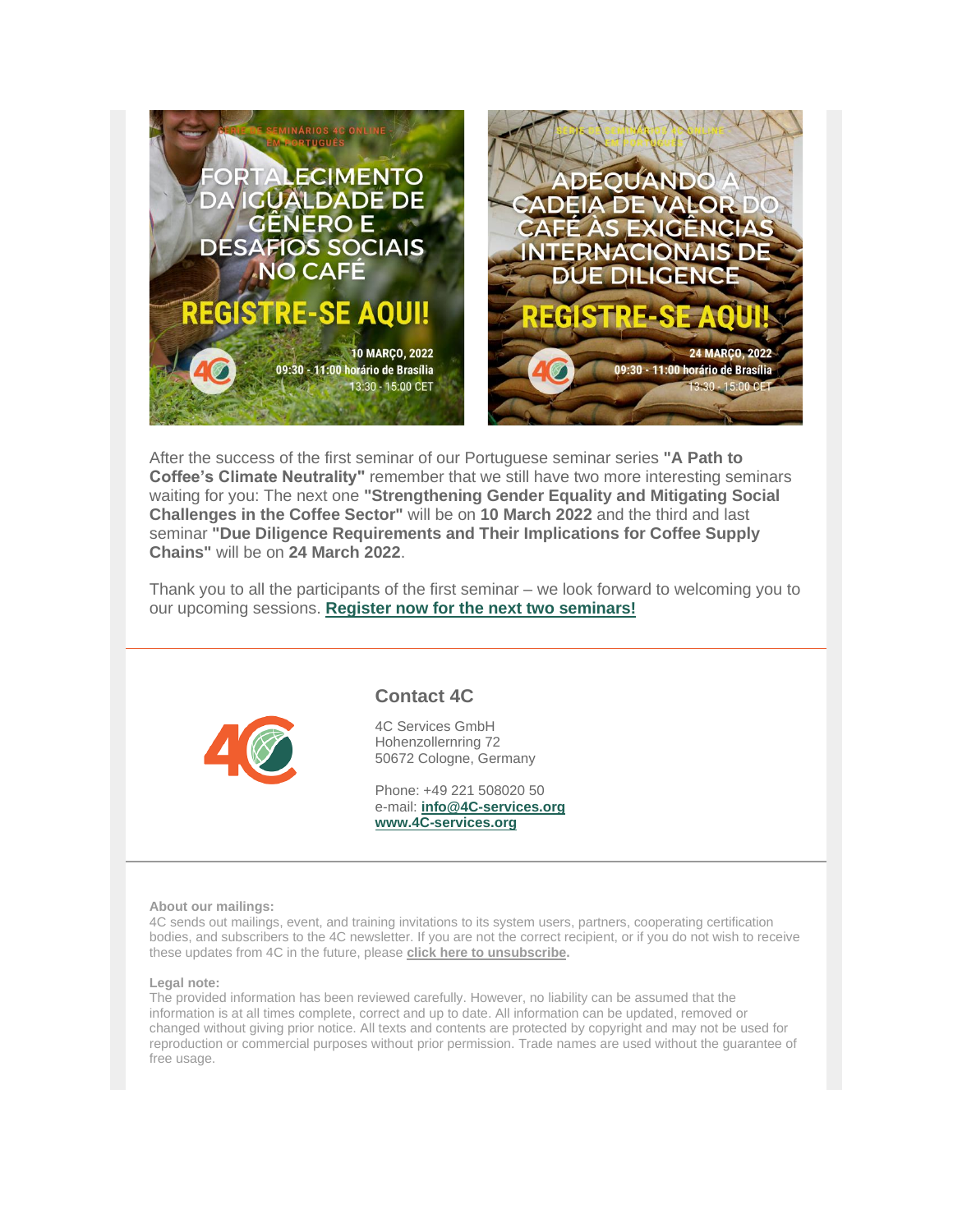SÉRIE DE SEMINÁRIOS 4C ONLINE EM PORTUGUÊS

FORTALECIMENTO DA IGUALDADE DE GÊNERO E DESAFIOS SOCIAIS NO CAFÉ

REGISTRE-SE AQUI!

10 MARÇO, 2022
09:30 - 11:00 horário de Brasília
13:30 - 15:00 CET

SÉRIE DE SEMINÁRIOS 4C ONLINE EM PORTUGUÊS

ADEQUANDO A CADEIA DE VALOR DO CAFÉ ÀS EXIGÊNCIAS INTERNACIONAIS DE DUE DILIGENCE

REGISTRE-SE AQUI!

24 MARÇO, 2022
09:30 - 11:00 horário de Brasília
13:30 - 15:00 CET

After the success of the first seminar of our Portuguese seminar series **"A Path to Coffee's Climate Neutrality"** remember that we still have two more interesting seminars waiting for you: The next one **"Strengthening Gender Equality and Mitigating Social Challenges in the Coffee Sector"** will be on **10 March 2022** and the third and last seminar **"Due Diligence Requirements and Their Implications for Coffee Supply Chains"** will be on **24 March 2022**.

Thank you to all the participants of the first seminar – we look forward to welcoming you to our upcoming sessions. **Register now for the next two seminars!**

---

## Contact 4C

4C Services GmbH
Hohenzollernring 72
50672 Cologne, Germany

Phone: +49 221 508020 50
e-mail: **info@4C-services.org**
**www.4C-services.org**

---

**About our mailings:**
4C sends out mailings, event, and training invitations to its system users, partners, cooperating certification bodies, and subscribers to the 4C newsletter. If you are not the correct recipient, or if you do not wish to receive these updates from 4C in the future, please **click here to unsubscribe.**

**Legal note:**
The provided information has been reviewed carefully. However, no liability can be assumed that the information is at all times complete, correct and up to date. All information can be updated, removed or changed without giving prior notice. All texts and contents are protected by copyright and may not be used for reproduction or commercial purposes without prior permission. Trade names are used without the guarantee of free usage.